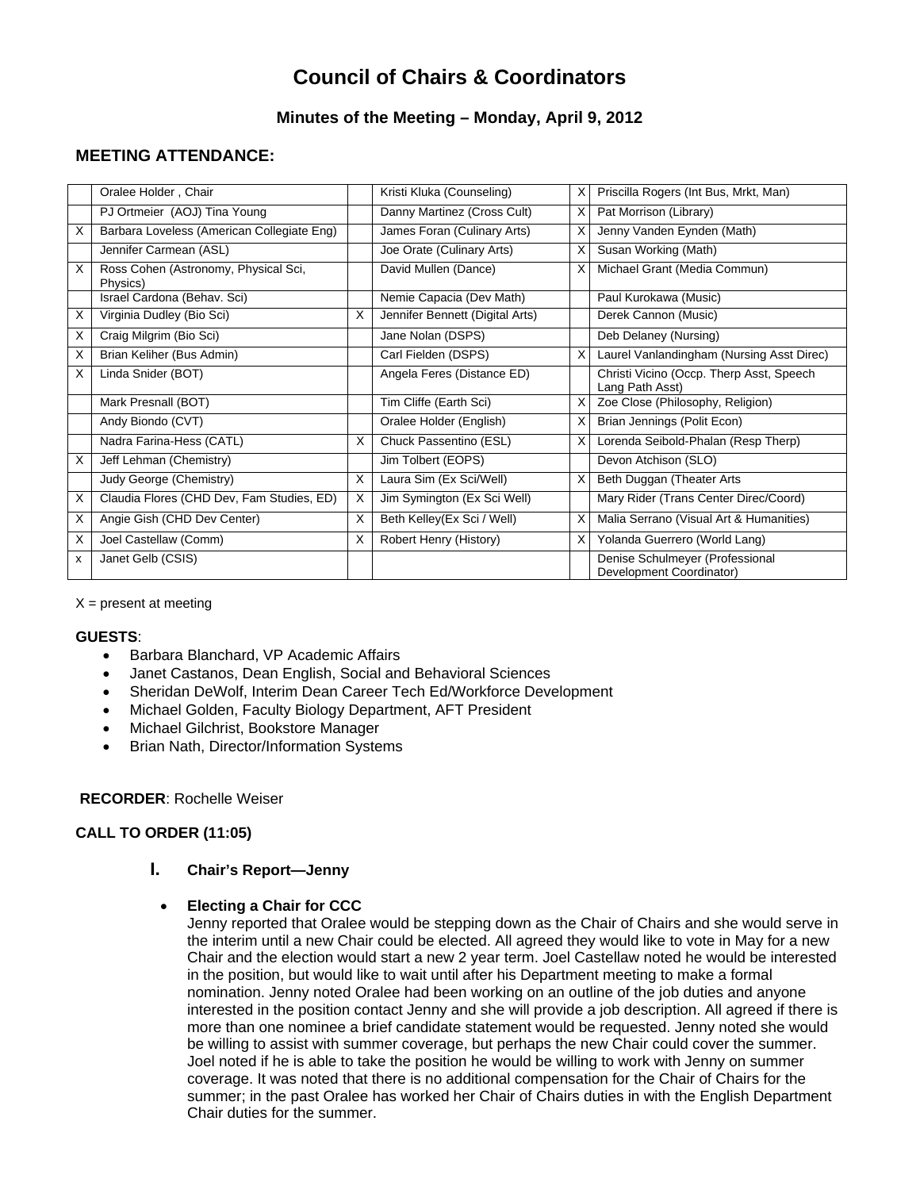# Council of Chairs & Coordinators

## Minutes of the Meeting – Monday, April 9, 2012

## MEETING ATTENDANCE:

| | | | | | |
|---|---|---|---|---|---|
| | Oralee Holder , Chair | | Kristi Kluka (Counseling) | X | Priscilla Rogers (Int Bus, Mrkt, Man) |
| | PJ Ortmeier (AOJ) Tina Young | | Danny Martinez (Cross Cult) | X | Pat Morrison (Library) |
| X | Barbara Loveless (American Collegiate Eng) | | James Foran (Culinary Arts) | X | Jenny Vanden Eynden (Math) |
| | Jennifer Carmean (ASL) | | Joe Orate (Culinary Arts) | X | Susan Working (Math) |
| X | Ross Cohen (Astronomy, Physical Sci, Physics) | | David Mullen (Dance) | X | Michael Grant (Media Commun) |
| | Israel Cardona (Behav. Sci) | | Nemie Capacia (Dev Math) | | Paul Kurokawa (Music) |
| X | Virginia Dudley (Bio Sci) | X | Jennifer Bennett (Digital Arts) | | Derek Cannon (Music) |
| X | Craig Milgrim (Bio Sci) | | Jane Nolan (DSPS) | | Deb Delaney (Nursing) |
| X | Brian Keliher (Bus Admin) | | Carl Fielden (DSPS) | X | Laurel Vanlandingham (Nursing Asst Direc) |
| X | Linda Snider (BOT) | | Angela Feres (Distance ED) | | Christi Vicino (Occp. Therp Asst, Speech Lang Path Asst) |
| | Mark Presnall (BOT) | | Tim Cliffe (Earth Sci) | X | Zoe Close (Philosophy, Religion) |
| | Andy Biondo (CVT) | | Oralee Holder (English) | X | Brian Jennings (Polit Econ) |
| | Nadra Farina-Hess (CATL) | X | Chuck Passentino (ESL) | X | Lorenda Seibold-Phalan (Resp Therp) |
| X | Jeff Lehman (Chemistry) | | Jim Tolbert (EOPS) | | Devon Atchison (SLO) |
| | Judy George (Chemistry) | X | Laura Sim (Ex Sci/Well) | X | Beth Duggan (Theater Arts |
| X | Claudia Flores (CHD Dev, Fam Studies, ED) | X | Jim Symington (Ex Sci Well) | | Mary Rider (Trans Center Direc/Coord) |
| X | Angie Gish (CHD Dev Center) | X | Beth Kelley(Ex Sci / Well) | X | Malia Serrano (Visual Art & Humanities) |
| X | Joel Castellaw (Comm) | X | Robert Henry (History) | X | Yolanda Guerrero (World Lang) |
| x | Janet Gelb (CSIS) | | | | Denise Schulmeyer (Professional Development Coordinator) |

X = present at meeting

**GUESTS**:

- Barbara Blanchard, VP Academic Affairs
- Janet Castanos, Dean English, Social and Behavioral Sciences
- Sheridan DeWolf, Interim Dean Career Tech Ed/Workforce Development
- Michael Golden, Faculty Biology Department, AFT President
- Michael Gilchrist, Bookstore Manager
- Brian Nath, Director/Information Systems

**RECORDER**: Rochelle Weiser

**CALL TO ORDER (11:05)**

### I. Chair's Report—Jenny

- **Electing a Chair for CCC**
  Jenny reported that Oralee would be stepping down as the Chair of Chairs and she would serve in the interim until a new Chair could be elected. All agreed they would like to vote in May for a new Chair and the election would start a new 2 year term. Joel Castellaw noted he would be interested in the position, but would like to wait until after his Department meeting to make a formal nomination. Jenny noted Oralee had been working on an outline of the job duties and anyone interested in the position contact Jenny and she will provide a job description. All agreed if there is more than one nominee a brief candidate statement would be requested. Jenny noted she would be willing to assist with summer coverage, but perhaps the new Chair could cover the summer. Joel noted if he is able to take the position he would be willing to work with Jenny on summer coverage. It was noted that there is no additional compensation for the Chair of Chairs for the summer; in the past Oralee has worked her Chair of Chairs duties in with the English Department Chair duties for the summer.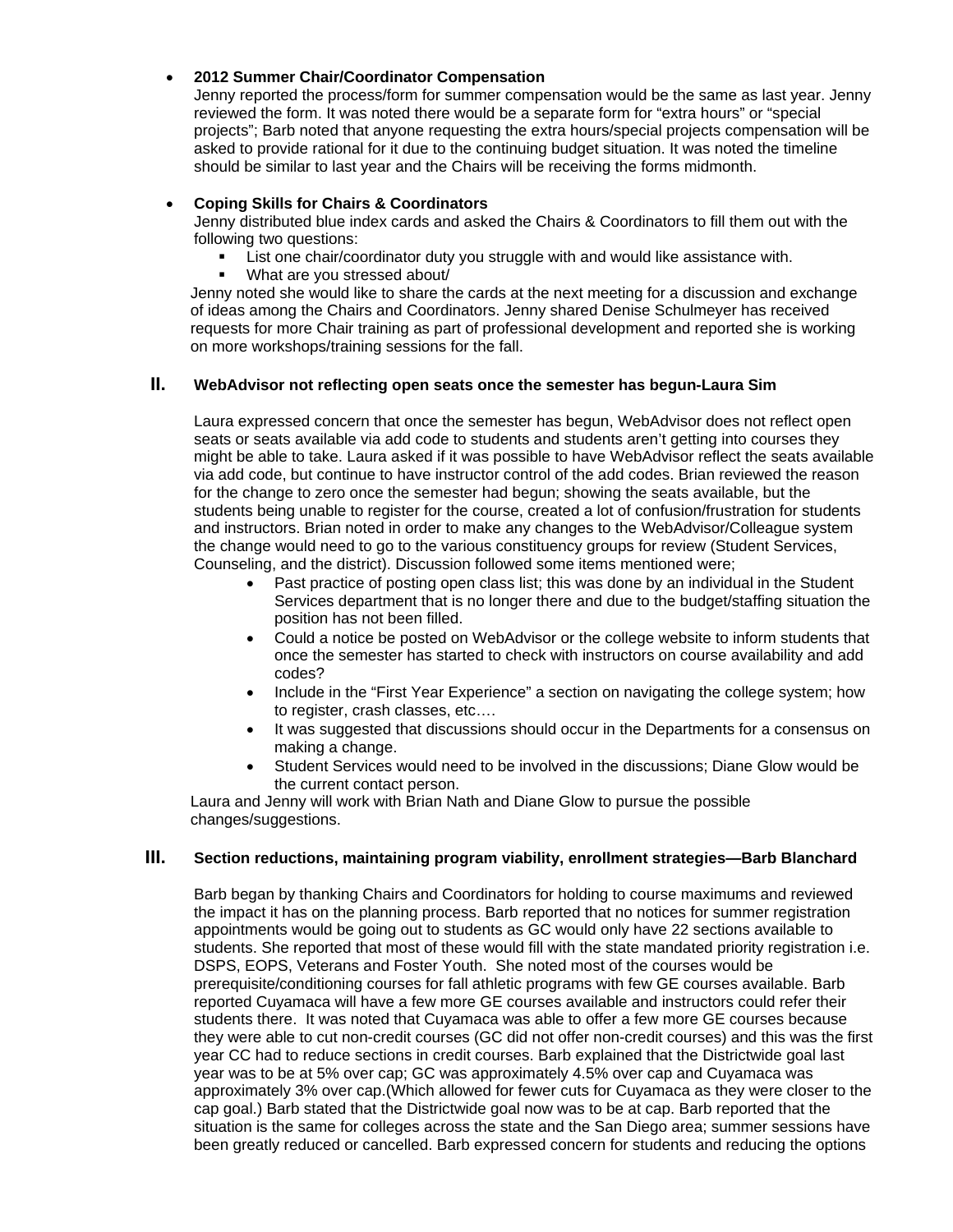- **2012 Summer Chair/Coordinator Compensation**
  Jenny reported the process/form for summer compensation would be the same as last year. Jenny reviewed the form. It was noted there would be a separate form for "extra hours" or "special projects"; Barb noted that anyone requesting the extra hours/special projects compensation will be asked to provide rational for it due to the continuing budget situation. It was noted the timeline should be similar to last year and the Chairs will be receiving the forms midmonth.

- **Coping Skills for Chairs & Coordinators**
  Jenny distributed blue index cards and asked the Chairs & Coordinators to fill them out with the following two questions:
  - List one chair/coordinator duty you struggle with and would like assistance with.
  - What are you stressed about/

  Jenny noted she would like to share the cards at the next meeting for a discussion and exchange of ideas among the Chairs and Coordinators. Jenny shared Denise Schulmeyer has received requests for more Chair training as part of professional development and reported she is working on more workshops/training sessions for the fall.

## II. WebAdvisor not reflecting open seats once the semester has begun-Laura Sim

Laura expressed concern that once the semester has begun, WebAdvisor does not reflect open seats or seats available via add code to students and students aren't getting into courses they might be able to take. Laura asked if it was possible to have WebAdvisor reflect the seats available via add code, but continue to have instructor control of the add codes. Brian reviewed the reason for the change to zero once the semester had begun; showing the seats available, but the students being unable to register for the course, created a lot of confusion/frustration for students and instructors. Brian noted in order to make any changes to the WebAdvisor/Colleague system the change would need to go to the various constituency groups for review (Student Services, Counseling, and the district). Discussion followed some items mentioned were;

- Past practice of posting open class list; this was done by an individual in the Student Services department that is no longer there and due to the budget/staffing situation the position has not been filled.
- Could a notice be posted on WebAdvisor or the college website to inform students that once the semester has started to check with instructors on course availability and add codes?
- Include in the "First Year Experience" a section on navigating the college system; how to register, crash classes, etc….
- It was suggested that discussions should occur in the Departments for a consensus on making a change.
- Student Services would need to be involved in the discussions; Diane Glow would be the current contact person.

Laura and Jenny will work with Brian Nath and Diane Glow to pursue the possible changes/suggestions.

## III. Section reductions, maintaining program viability, enrollment strategies—Barb Blanchard

Barb began by thanking Chairs and Coordinators for holding to course maximums and reviewed the impact it has on the planning process. Barb reported that no notices for summer registration appointments would be going out to students as GC would only have 22 sections available to students. She reported that most of these would fill with the state mandated priority registration i.e. DSPS, EOPS, Veterans and Foster Youth. She noted most of the courses would be prerequisite/conditioning courses for fall athletic programs with few GE courses available. Barb reported Cuyamaca will have a few more GE courses available and instructors could refer their students there. It was noted that Cuyamaca was able to offer a few more GE courses because they were able to cut non-credit courses (GC did not offer non-credit courses) and this was the first year CC had to reduce sections in credit courses. Barb explained that the Districtwide goal last year was to be at 5% over cap; GC was approximately 4.5% over cap and Cuyamaca was approximately 3% over cap.(Which allowed for fewer cuts for Cuyamaca as they were closer to the cap goal.) Barb stated that the Districtwide goal now was to be at cap. Barb reported that the situation is the same for colleges across the state and the San Diego area; summer sessions have been greatly reduced or cancelled. Barb expressed concern for students and reducing the options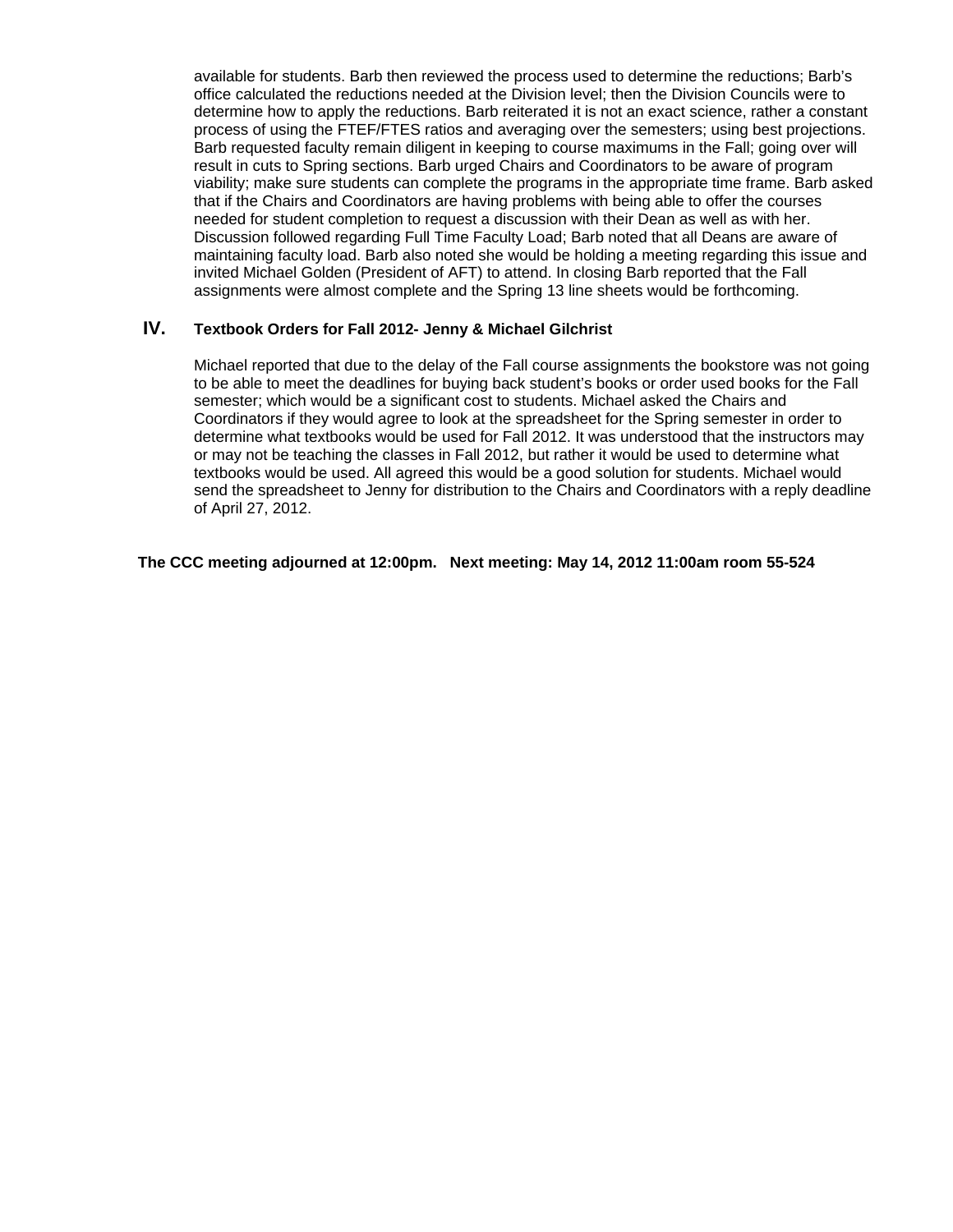available for students. Barb then reviewed the process used to determine the reductions; Barb's office calculated the reductions needed at the Division level; then the Division Councils were to determine how to apply the reductions. Barb reiterated it is not an exact science, rather a constant process of using the FTEF/FTES ratios and averaging over the semesters; using best projections. Barb requested faculty remain diligent in keeping to course maximums in the Fall; going over will result in cuts to Spring sections. Barb urged Chairs and Coordinators to be aware of program viability; make sure students can complete the programs in the appropriate time frame. Barb asked that if the Chairs and Coordinators are having problems with being able to offer the courses needed for student completion to request a discussion with their Dean as well as with her. Discussion followed regarding Full Time Faculty Load; Barb noted that all Deans are aware of maintaining faculty load. Barb also noted she would be holding a meeting regarding this issue and invited Michael Golden (President of AFT) to attend. In closing Barb reported that the Fall assignments were almost complete and the Spring 13 line sheets would be forthcoming.

## IV. Textbook Orders for Fall 2012- Jenny & Michael Gilchrist

Michael reported that due to the delay of the Fall course assignments the bookstore was not going to be able to meet the deadlines for buying back student's books or order used books for the Fall semester; which would be a significant cost to students. Michael asked the Chairs and Coordinators if they would agree to look at the spreadsheet for the Spring semester in order to determine what textbooks would be used for Fall 2012. It was understood that the instructors may or may not be teaching the classes in Fall 2012, but rather it would be used to determine what textbooks would be used. All agreed this would be a good solution for students. Michael would send the spreadsheet to Jenny for distribution to the Chairs and Coordinators with a reply deadline of April 27, 2012.

**The CCC meeting adjourned at 12:00pm. Next meeting: May 14, 2012 11:00am room 55-524**